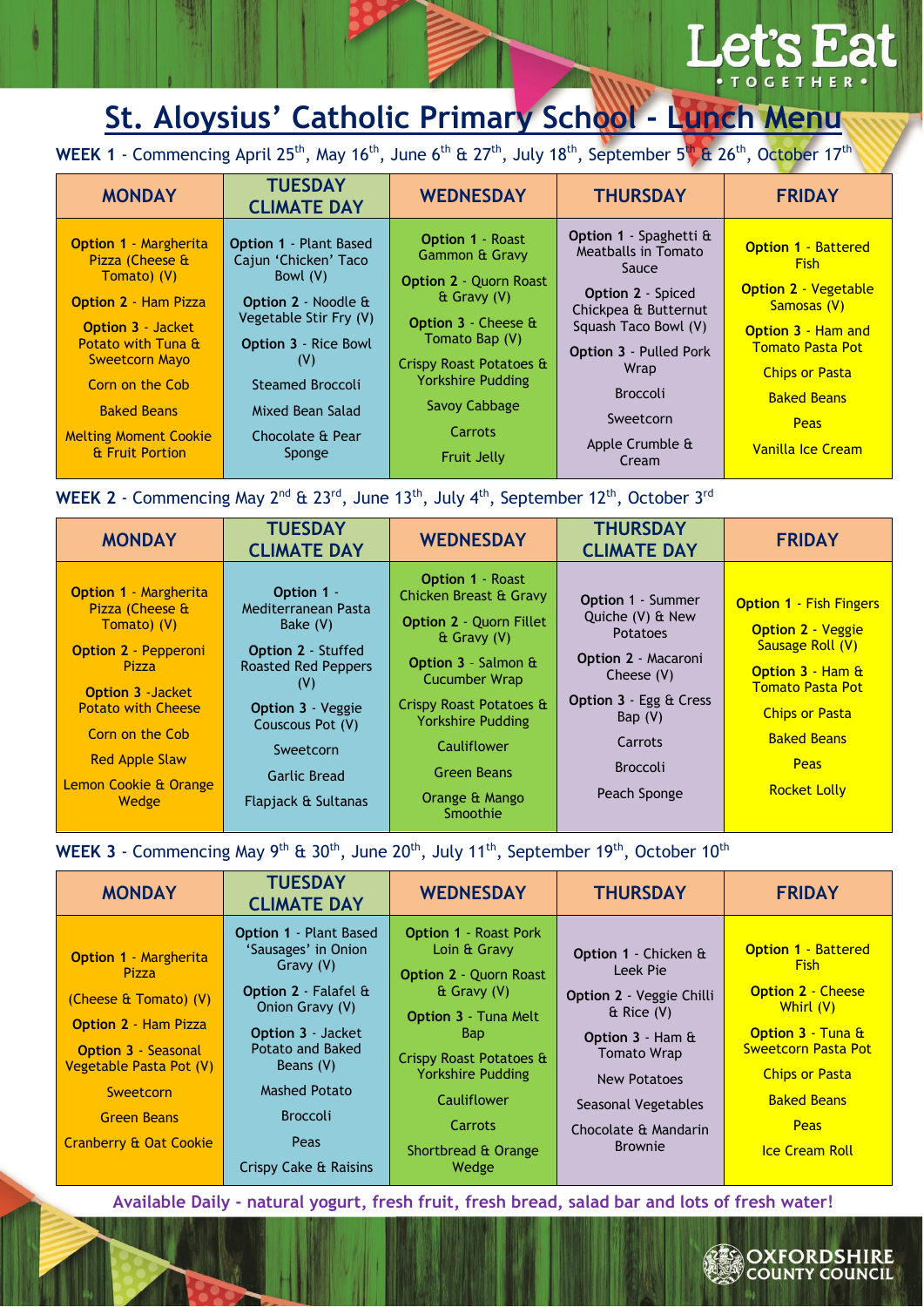# Let's Eat • TOGETHER •

## St. Aloysius' Catholic Primary School - Lunch Menu

**WEEK 1** - Commencing April 25th, May 16th, June 6th & 27th, July 18th, September 5th & 26th, October 17th

| MONDAY | TUESDAY CLIMATE DAY | WEDNESDAY | THURSDAY | FRIDAY |
|---|---|---|---|---|
| **Option 1** - Margherita Pizza (Cheese & Tomato) (V) | **Option 1** - Plant Based Cajun 'Chicken' Taco Bowl (V) | **Option 1** - Roast Gammon & Gravy | **Option 1** - Spaghetti & Meatballs in Tomato Sauce | **Option 1** - Battered Fish |
| **Option 2** - Ham Pizza | **Option 2** - Noodle & Vegetable Stir Fry (V) | **Option 2** - Quorn Roast & Gravy (V) | **Option 2** - Spiced Chickpea & Butternut Squash Taco Bowl (V) | **Option 2** - Vegetable Samosas (V) |
| **Option 3** - Jacket Potato with Tuna & Sweetcorn Mayo | **Option 3** - Rice Bowl (V) | **Option 3** - Cheese & Tomato Bap (V) | **Option 3** - Pulled Pork Wrap | **Option 3** - Ham and Tomato Pasta Pot |
| Corn on the Cob | Steamed Broccoli | Crispy Roast Potatoes & Yorkshire Pudding | Broccoli | Chips or Pasta |
| Baked Beans | Mixed Bean Salad | Savoy Cabbage | Sweetcorn | Baked Beans |
| Melting Moment Cookie & Fruit Portion | Chocolate & Pear Sponge | Carrots | Apple Crumble & Cream | Peas |
| | | Fruit Jelly | | Vanilla Ice Cream |

**WEEK 2** - Commencing May 2nd & 23rd, June 13th, July 4th, September 12th, October 3rd

| MONDAY | TUESDAY CLIMATE DAY | WEDNESDAY | THURSDAY CLIMATE DAY | FRIDAY |
|---|---|---|---|---|
| **Option 1** - Margherita Pizza (Cheese & Tomato) (V) | **Option 1** - Mediterranean Pasta Bake (V) | **Option 1** - Roast Chicken Breast & Gravy | **Option 1** - Summer Quiche (V) & New Potatoes | **Option 1** - Fish Fingers |
| **Option 2** - Pepperoni Pizza | **Option 2** - Stuffed Roasted Red Peppers (V) | **Option 2** - Quorn Fillet & Gravy (V) | **Option 2** - Macaroni Cheese (V) | **Option 2** - Veggie Sausage Roll (V) |
| **Option 3** -Jacket Potato with Cheese | **Option 3** - Veggie Couscous Pot (V) | **Option 3** - Salmon & Cucumber Wrap | **Option 3** - Egg & Cress Bap (V) | **Option 3** - Ham & Tomato Pasta Pot |
| Corn on the Cob | Sweetcorn | Crispy Roast Potatoes & Yorkshire Pudding | Carrots | Chips or Pasta |
| Red Apple Slaw | Garlic Bread | Cauliflower | Broccoli | Baked Beans |
| Lemon Cookie & Orange Wedge | Flapjack & Sultanas | Green Beans | Peach Sponge | Peas |
| | | Orange & Mango Smoothie | | Rocket Lolly |

**WEEK 3** - Commencing May 9th & 30th, June 20th, July 11th, September 19th, October 10th

| MONDAY | TUESDAY CLIMATE DAY | WEDNESDAY | THURSDAY | FRIDAY |
|---|---|---|---|---|
| **Option 1** - Margherita Pizza (Cheese & Tomato) (V) | **Option 1** - Plant Based 'Sausages' in Onion Gravy (V) | **Option 1** - Roast Pork Loin & Gravy | **Option 1** - Chicken & Leek Pie | **Option 1** - Battered Fish |
| **Option 2** - Ham Pizza | **Option 2** - Falafel & Onion Gravy (V) | **Option 2** - Quorn Roast & Gravy (V) | **Option 2** - Veggie Chilli & Rice (V) | **Option 2** - Cheese Whirl (V) |
| **Option 3** - Seasonal Vegetable Pasta Pot (V) | **Option 3** - Jacket Potato and Baked Beans (V) | **Option 3** - Tuna Melt Bap | **Option 3** - Ham & Tomato Wrap | **Option 3** - Tuna & Sweetcorn Pasta Pot |
| Sweetcorn | Mashed Potato | Crispy Roast Potatoes & Yorkshire Pudding | New Potatoes | Chips or Pasta |
| Green Beans | Broccoli | Cauliflower | Seasonal Vegetables | Baked Beans |
| Cranberry & Oat Cookie | Peas | Carrots | Chocolate & Mandarin Brownie | Peas |
| | Crispy Cake & Raisins | Shortbread & Orange Wedge | | Ice Cream Roll |

**Available Daily - natural yogurt, fresh fruit, fresh bread, salad bar and lots of fresh water!**

OXFORDSHIRE COUNTY COUNCIL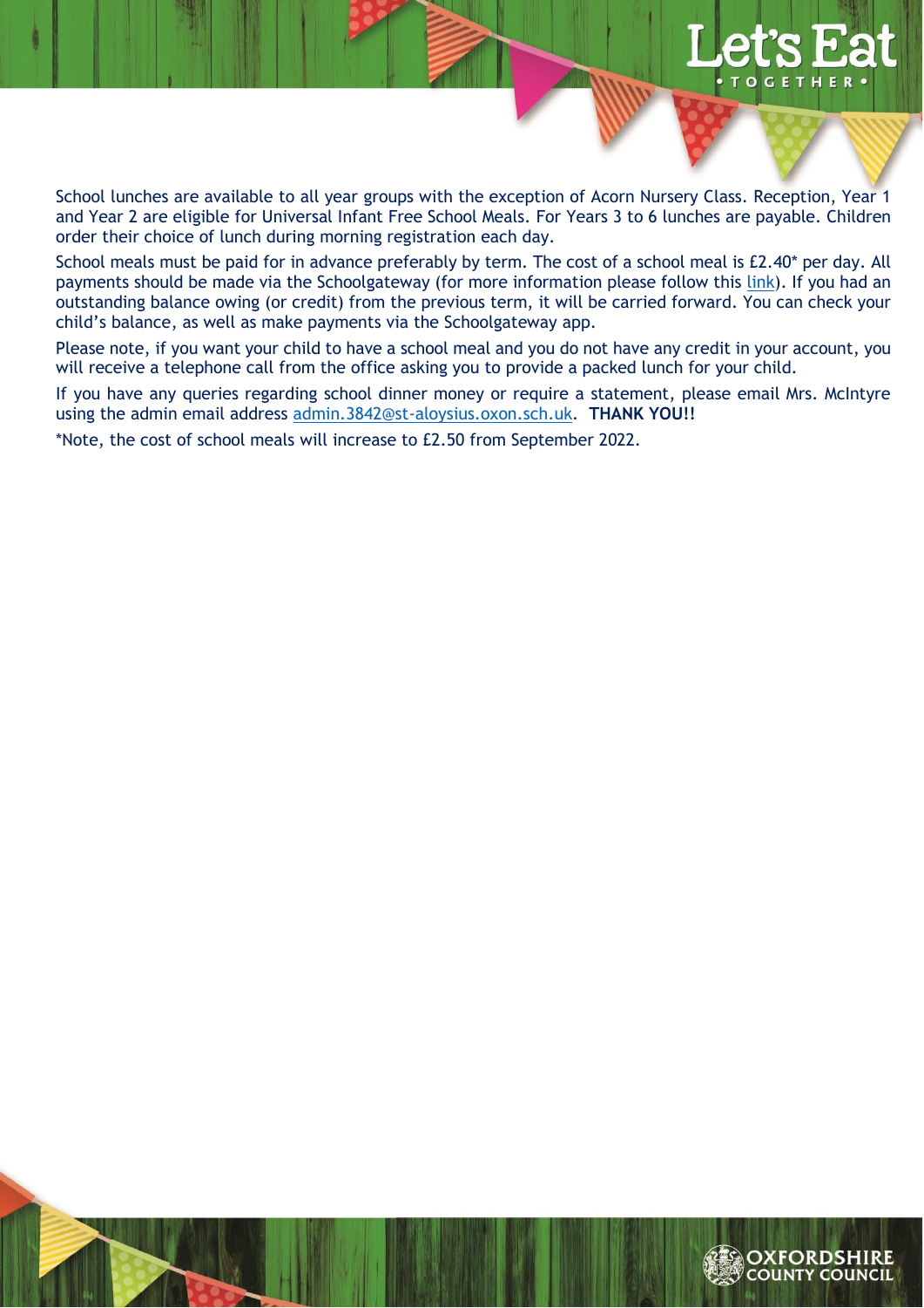School lunches are available to all year groups with the exception of Acorn Nursery Class. Reception, Year 1 and Year 2 are eligible for Universal Infant Free School Meals. For Years 3 to 6 lunches are payable. Children order their choice of lunch during morning registration each day.

School meals must be paid for in advance preferably by term. The cost of a school meal is £2.40* per day. All payments should be made via the Schoolgateway (for more information please follow this link). If you had an outstanding balance owing (or credit) from the previous term, it will be carried forward. You can check your child's balance, as well as make payments via the Schoolgateway app.

Please note, if you want your child to have a school meal and you do not have any credit in your account, you will receive a telephone call from the office asking you to provide a packed lunch for your child.

If you have any queries regarding school dinner money or require a statement, please email Mrs. McIntyre using the admin email address admin.3842@st-aloysius.oxon.sch.uk. **THANK YOU!!**

*Note, the cost of school meals will increase to £2.50 from September 2022.